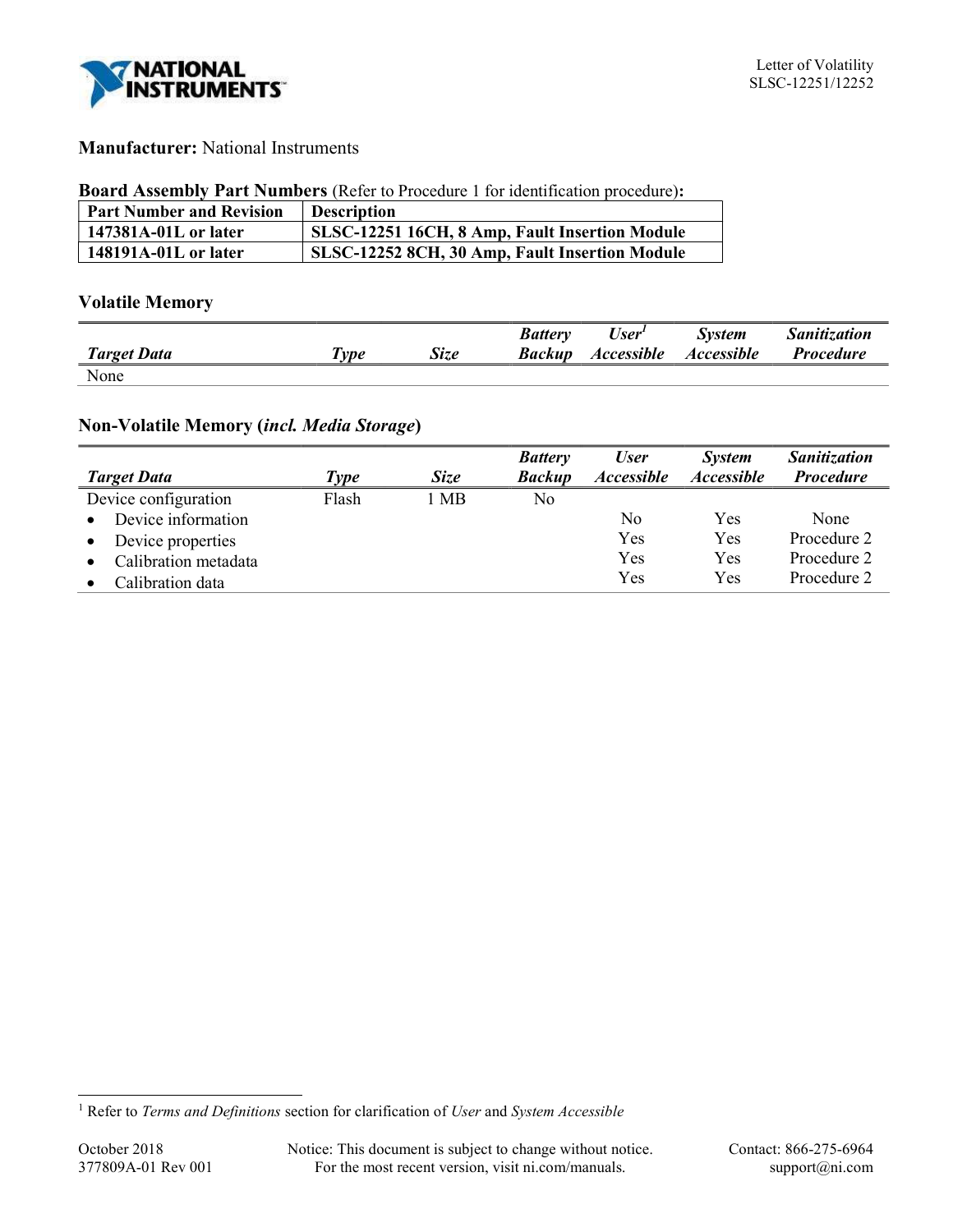**Manufacturer:** National Instruments

**Board Assembly Part Numbers** (Refer to Procedure 1 for identification procedure)**:**

| Part Number and Revision | Description |
|---|---|
| **147381A-01L or later** | **SLSC-12251 16CH, 8 Amp, Fault Insertion Module** |
| **148191A-01L or later** | **SLSC-12252 8CH, 30 Amp, Fault Insertion Module** |

## Volatile Memory

| *Target Data* | *Type* | *Size* | *Battery Backup* | *User[1] Accessible* | *System Accessible* | *Sanitization Procedure* |
|---|---|---|---|---|---|---|
| None | | | | | | |

## Non-Volatile Memory (*incl. Media Storage*)

| *Target Data* | *Type* | *Size* | *Battery Backup* | *User Accessible* | *System Accessible* | *Sanitization Procedure* |
|---|---|---|---|---|---|---|
| Device configuration | Flash | 1 MB | No | | | |
| • Device information | | | | No | Yes | None |
| • Device properties | | | | Yes | Yes | Procedure 2 |
| • Calibration metadata | | | | Yes | Yes | Procedure 2 |
| • Calibration data | | | | Yes | Yes | Procedure 2 |

[1] Refer to *Terms and Definitions* section for clarification of *User* and *System Accessible*

October 2018
377809A-01 Rev 001

Notice: This document is subject to change without notice.
For the most recent version, visit ni.com/manuals.

Contact: 866-275-6964
support@ni.com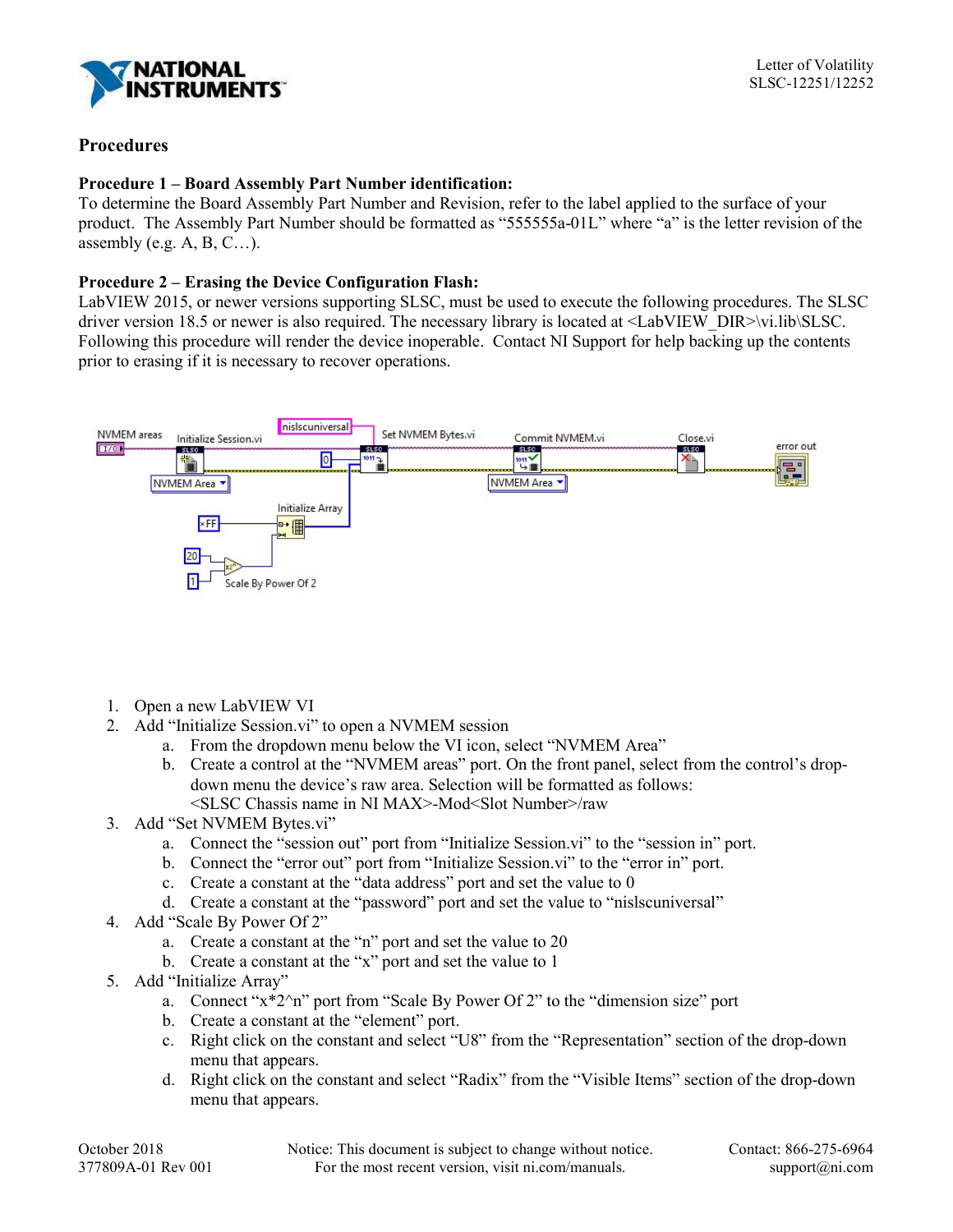## Procedures

### Procedure 1 – Board Assembly Part Number identification:

To determine the Board Assembly Part Number and Revision, refer to the label applied to the surface of your product. The Assembly Part Number should be formatted as "555555a-01L" where "a" is the letter revision of the assembly (e.g. A, B, C…).

### Procedure 2 – Erasing the Device Configuration Flash:

LabVIEW 2015, or newer versions supporting SLSC, must be used to execute the following procedures. The SLSC driver version 18.5 or newer is also required. The necessary library is located at <LabVIEW_DIR>\vi.lib\SLSC. Following this procedure will render the device inoperable. Contact NI Support for help backing up the contents prior to erasing if it is necessary to recover operations.

1. Open a new LabVIEW VI
2. Add "Initialize Session.vi" to open a NVMEM session
   a. From the dropdown menu below the VI icon, select "NVMEM Area"
   b. Create a control at the "NVMEM areas" port. On the front panel, select from the control's drop-down menu the device's raw area. Selection will be formatted as follows: <SLSC Chassis name in NI MAX>-Mod<Slot Number>/raw
3. Add "Set NVMEM Bytes.vi"
   a. Connect the "session out" port from "Initialize Session.vi" to the "session in" port.
   b. Connect the "error out" port from "Initialize Session.vi" to the "error in" port.
   c. Create a constant at the "data address" port and set the value to 0
   d. Create a constant at the "password" port and set the value to "nislscuniversal"
4. Add "Scale By Power Of 2"
   a. Create a constant at the "n" port and set the value to 20
   b. Create a constant at the "x" port and set the value to 1
5. Add "Initialize Array"
   a. Connect "x*2^n" port from "Scale By Power Of 2" to the "dimension size" port
   b. Create a constant at the "element" port.
   c. Right click on the constant and select "U8" from the "Representation" section of the drop-down menu that appears.
   d. Right click on the constant and select "Radix" from the "Visible Items" section of the drop-down menu that appears.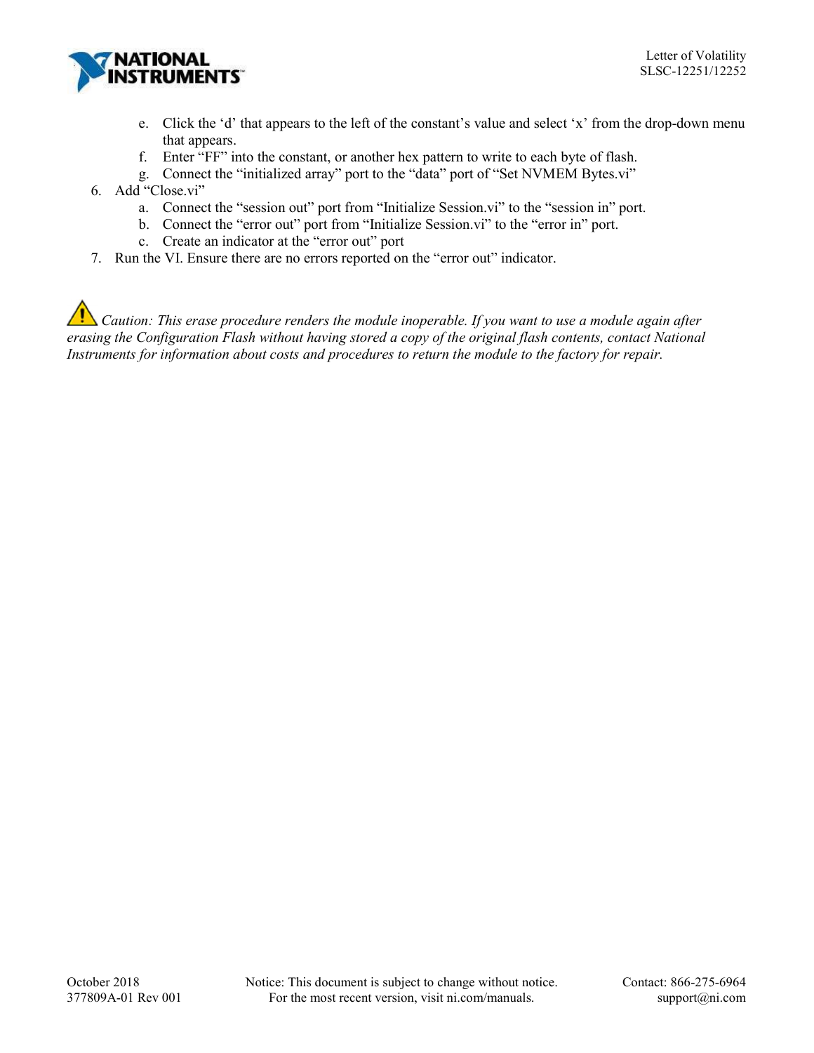e. Click the ‘d’ that appears to the left of the constant’s value and select ‘x’ from the drop-down menu that appears.
   f. Enter “FF” into the constant, or another hex pattern to write to each byte of flash.
   g. Connect the “initialized array” port to the “data” port of “Set NVMEM Bytes.vi”

6. Add “Close.vi”
   a. Connect the “session out” port from “Initialize Session.vi” to the “session in” port.
   b. Connect the “error out” port from “Initialize Session.vi” to the “error in” port.
   c. Create an indicator at the “error out” port

7. Run the VI. Ensure there are no errors reported on the “error out” indicator.

⚠ *Caution: This erase procedure renders the module inoperable. If you want to use a module again after erasing the Configuration Flash without having stored a copy of the original flash contents, contact National Instruments for information about costs and procedures to return the module to the factory for repair.*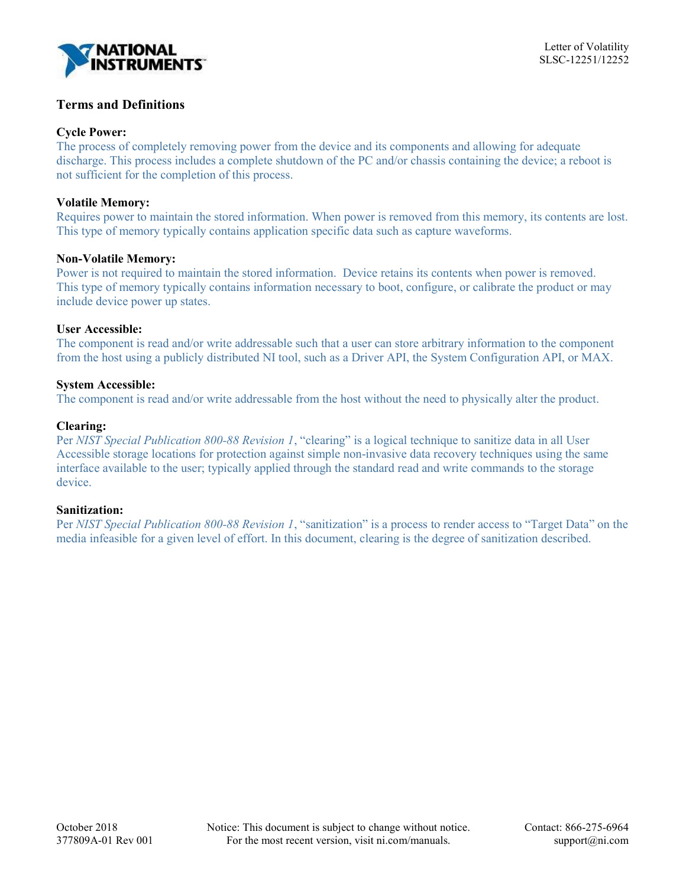## Terms and Definitions

**Cycle Power:**
The process of completely removing power from the device and its components and allowing for adequate discharge. This process includes a complete shutdown of the PC and/or chassis containing the device; a reboot is not sufficient for the completion of this process.

**Volatile Memory:**
Requires power to maintain the stored information. When power is removed from this memory, its contents are lost. This type of memory typically contains application specific data such as capture waveforms.

**Non-Volatile Memory:**
Power is not required to maintain the stored information. Device retains its contents when power is removed. This type of memory typically contains information necessary to boot, configure, or calibrate the product or may include device power up states.

**User Accessible:**
The component is read and/or write addressable such that a user can store arbitrary information to the component from the host using a publicly distributed NI tool, such as a Driver API, the System Configuration API, or MAX.

**System Accessible:**
The component is read and/or write addressable from the host without the need to physically alter the product.

**Clearing:**
Per *NIST Special Publication 800-88 Revision 1*, "clearing" is a logical technique to sanitize data in all User Accessible storage locations for protection against simple non-invasive data recovery techniques using the same interface available to the user; typically applied through the standard read and write commands to the storage device.

**Sanitization:**
Per *NIST Special Publication 800-88 Revision 1*, "sanitization" is a process to render access to "Target Data" on the media infeasible for a given level of effort. In this document, clearing is the degree of sanitization described.